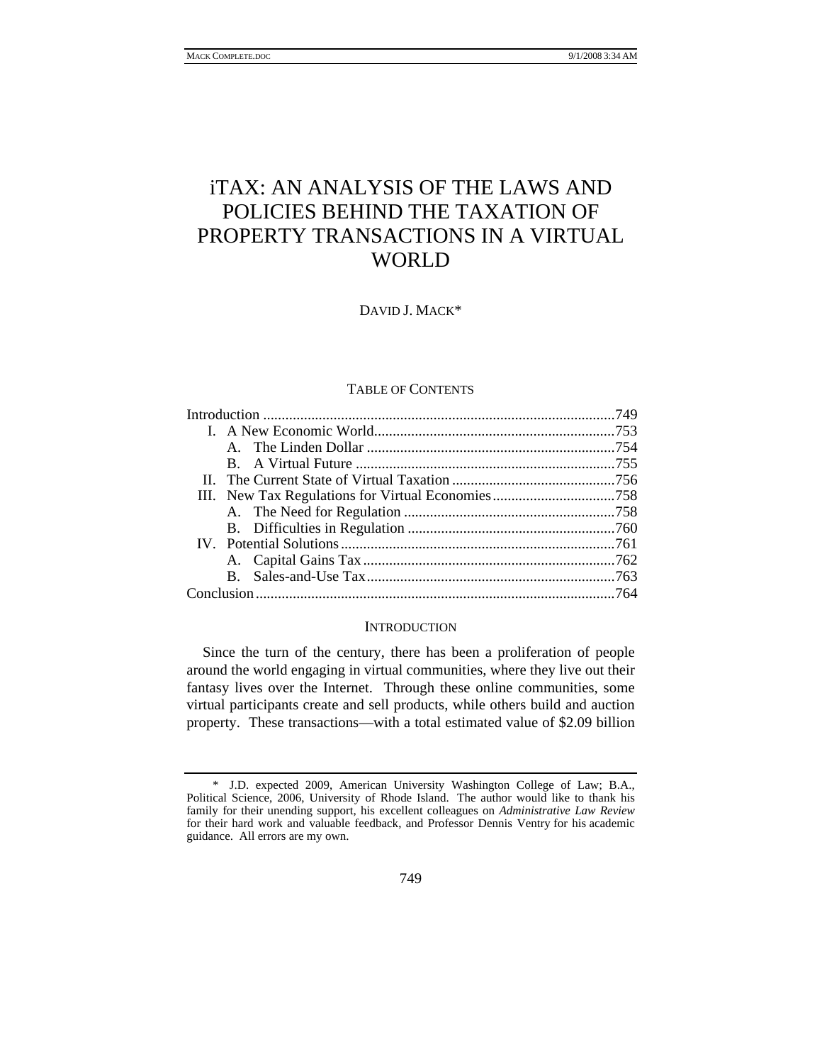# iTAX: AN ANALYSIS OF THE LAWS AND POLICIES BEHIND THE TAXATION OF PROPERTY TRANSACTIONS IN A VIRTUAL WORLD

DAVID J. MACK*

TABLE OF CONTENTS

| | |
|---|---|
| Introduction | 749 |
| I. A New Economic World | 753 |
| A. The Linden Dollar | 754 |
| B. A Virtual Future | 755 |
| II. The Current State of Virtual Taxation | 756 |
| III. New Tax Regulations for Virtual Economies | 758 |
| A. The Need for Regulation | 758 |
| B. Difficulties in Regulation | 760 |
| IV. Potential Solutions | 761 |
| A. Capital Gains Tax | 762 |
| B. Sales-and-Use Tax | 763 |
| Conclusion | 764 |

## INTRODUCTION

Since the turn of the century, there has been a proliferation of people around the world engaging in virtual communities, where they live out their fantasy lives over the Internet. Through these online communities, some virtual participants create and sell products, while others build and auction property. These transactions—with a total estimated value of $2.09 billion

---

\* J.D. expected 2009, American University Washington College of Law; B.A., Political Science, 2006, University of Rhode Island. The author would like to thank his family for their unending support, his excellent colleagues on *Administrative Law Review* for their hard work and valuable feedback, and Professor Dennis Ventry for his academic guidance. All errors are my own.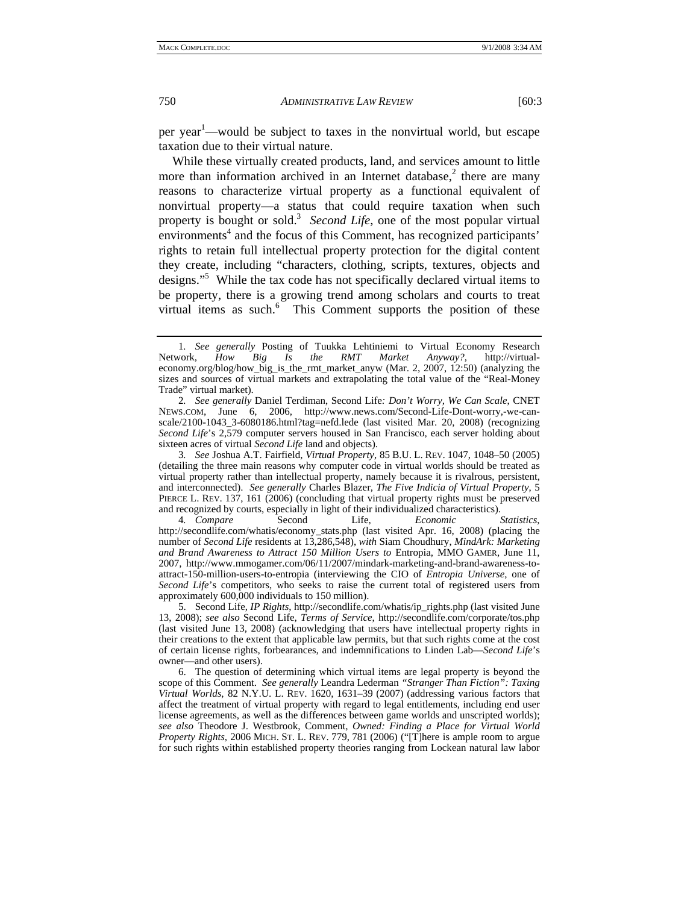per year[1]—would be subject to taxes in the nonvirtual world, but escape taxation due to their virtual nature.

While these virtually created products, land, and services amount to little more than information archived in an Internet database,[2] there are many reasons to characterize virtual property as a functional equivalent of nonvirtual property—a status that could require taxation when such property is bought or sold.[3] *Second Life*, one of the most popular virtual environments[4] and the focus of this Comment, has recognized participants' rights to retain full intellectual property protection for the digital content they create, including "characters, clothing, scripts, textures, objects and designs."[5] While the tax code has not specifically declared virtual items to be property, there is a growing trend among scholars and courts to treat virtual items as such.[6] This Comment supports the position of these

---

1. *See generally* Posting of Tuukka Lehtiniemi to Virtual Economy Research Network, *How Big Is the RMT Market Anyway?*, http://virtual-economy.org/blog/how_big_is_the_rmt_market_anyw (Mar. 2, 2007, 12:50) (analyzing the sizes and sources of virtual markets and extrapolating the total value of the "Real-Money Trade" virtual market).

2. *See generally* Daniel Terdiman, Second Life*: Don't Worry, We Can Scale*, CNET NEWS.COM, June 6, 2006, http://www.news.com/Second-Life-Dont-worry,-we-can-scale/2100-1043_3-6080186.html?tag=nefd.lede (last visited Mar. 20, 2008) (recognizing *Second Life*'s 2,579 computer servers housed in San Francisco, each server holding about sixteen acres of virtual *Second Life* land and objects).

3. *See* Joshua A.T. Fairfield, *Virtual Property*, 85 B.U. L. REV. 1047, 1048–50 (2005) (detailing the three main reasons why computer code in virtual worlds should be treated as virtual property rather than intellectual property, namely because it is rivalrous, persistent, and interconnected). *See generally* Charles Blazer, *The Five Indicia of Virtual Property*, 5 PIERCE L. REV. 137, 161 (2006) (concluding that virtual property rights must be preserved and recognized by courts, especially in light of their individualized characteristics).

4. *Compare* Second Life, *Economic Statistics*, http://secondlife.com/whatis/economy_stats.php (last visited Apr. 16, 2008) (placing the number of *Second Life* residents at 13,286,548), *with* Siam Choudhury, *MindArk: Marketing and Brand Awareness to Attract 150 Million Users to* Entropia, MMO GAMER, June 11, 2007, http://www.mmogamer.com/06/11/2007/mindark-marketing-and-brand-awareness-to-attract-150-million-users-to-entropia (interviewing the CIO of *Entropia Universe*, one of *Second Life*'s competitors, who seeks to raise the current total of registered users from approximately 600,000 individuals to 150 million).

5. Second Life, *IP Rights*, http://secondlife.com/whatis/ip_rights.php (last visited June 13, 2008); *see also* Second Life, *Terms of Service*, http://secondlife.com/corporate/tos.php (last visited June 13, 2008) (acknowledging that users have intellectual property rights in their creations to the extent that applicable law permits, but that such rights come at the cost of certain license rights, forbearances, and indemnifications to Linden Lab—*Second Life*'s owner—and other users).

6. The question of determining which virtual items are legal property is beyond the scope of this Comment. *See generally* Leandra Lederman *"Stranger Than Fiction": Taxing Virtual Worlds*, 82 N.Y.U. L. REV. 1620, 1631–39 (2007) (addressing various factors that affect the treatment of virtual property with regard to legal entitlements, including end user license agreements, as well as the differences between game worlds and unscripted worlds); *see also* Theodore J. Westbrook, Comment, *Owned: Finding a Place for Virtual World Property Rights*, 2006 MICH. ST. L. REV. 779, 781 (2006) ("[T]here is ample room to argue for such rights within established property theories ranging from Lockean natural law labor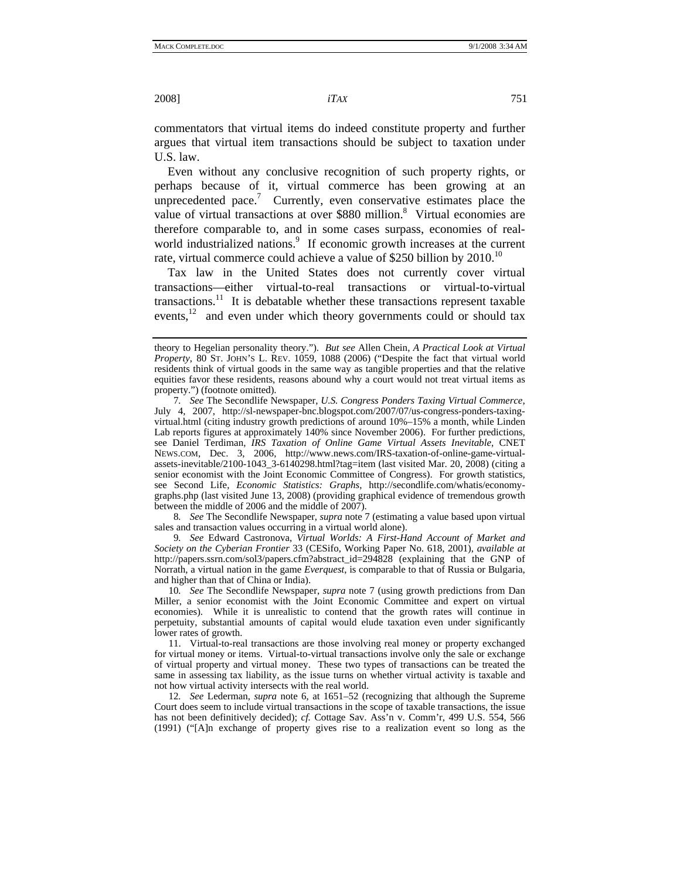commentators that virtual items do indeed constitute property and further argues that virtual item transactions should be subject to taxation under U.S. law.

Even without any conclusive recognition of such property rights, or perhaps because of it, virtual commerce has been growing at an unprecedented pace.[7] Currently, even conservative estimates place the value of virtual transactions at over $880 million.[8] Virtual economies are therefore comparable to, and in some cases surpass, economies of real-world industrialized nations.[9] If economic growth increases at the current rate, virtual commerce could achieve a value of $250 billion by 2010.[10]

Tax law in the United States does not currently cover virtual transactions—either virtual-to-real transactions or virtual-to-virtual transactions.[11] It is debatable whether these transactions represent taxable events,[12] and even under which theory governments could or should tax

---

theory to Hegelian personality theory."). *But see* Allen Chein, *A Practical Look at Virtual Property*, 80 ST. JOHN'S L. REV. 1059, 1088 (2006) ("Despite the fact that virtual world residents think of virtual goods in the same way as tangible properties and that the relative equities favor these residents, reasons abound why a court would not treat virtual items as property.") (footnote omitted).

7. *See* The Secondlife Newspaper, *U.S. Congress Ponders Taxing Virtual Commerce*, July 4, 2007, http://sl-newspaper-bnc.blogspot.com/2007/07/us-congress-ponders-taxing-virtual.html (citing industry growth predictions of around 10%–15% a month, while Linden Lab reports figures at approximately 140% since November 2006). For further predictions, see Daniel Terdiman, *IRS Taxation of Online Game Virtual Assets Inevitable*, CNET NEWS.COM, Dec. 3, 2006, http://www.news.com/IRS-taxation-of-online-game-virtual-assets-inevitable/2100-1043_3-6140298.html?tag=item (last visited Mar. 20, 2008) (citing a senior economist with the Joint Economic Committee of Congress). For growth statistics, see Second Life, *Economic Statistics: Graphs*, http://secondlife.com/whatis/economy-graphs.php (last visited June 13, 2008) (providing graphical evidence of tremendous growth between the middle of 2006 and the middle of 2007).

8. *See* The Secondlife Newspaper, *supra* note 7 (estimating a value based upon virtual sales and transaction values occurring in a virtual world alone).

9. *See* Edward Castronova, *Virtual Worlds: A First-Hand Account of Market and Society on the Cyberian Frontier* 33 (CESifo, Working Paper No. 618, 2001), *available at* http://papers.ssrn.com/sol3/papers.cfm?abstract_id=294828 (explaining that the GNP of Norrath, a virtual nation in the game *Everquest*, is comparable to that of Russia or Bulgaria, and higher than that of China or India).

10. *See* The Secondlife Newspaper, *supra* note 7 (using growth predictions from Dan Miller, a senior economist with the Joint Economic Committee and expert on virtual economies). While it is unrealistic to contend that the growth rates will continue in perpetuity, substantial amounts of capital would elude taxation even under significantly lower rates of growth.

11. Virtual-to-real transactions are those involving real money or property exchanged for virtual money or items. Virtual-to-virtual transactions involve only the sale or exchange of virtual property and virtual money. These two types of transactions can be treated the same in assessing tax liability, as the issue turns on whether virtual activity is taxable and not how virtual activity intersects with the real world.

12. *See* Lederman, *supra* note 6, at 1651–52 (recognizing that although the Supreme Court does seem to include virtual transactions in the scope of taxable transactions, the issue has not been definitively decided); *cf.* Cottage Sav. Ass'n v. Comm'r, 499 U.S. 554, 566 (1991) ("[A]n exchange of property gives rise to a realization event so long as the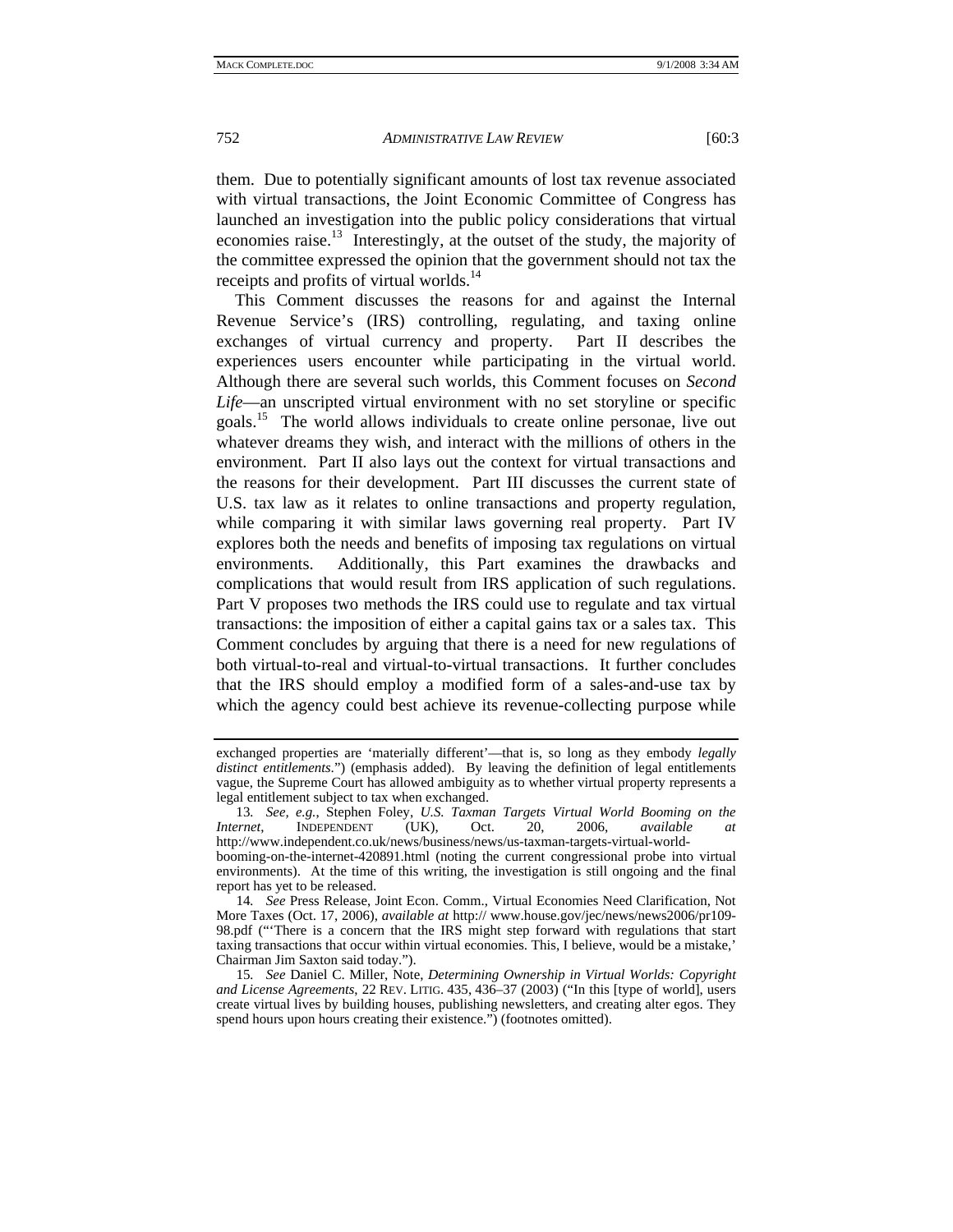them. Due to potentially significant amounts of lost tax revenue associated with virtual transactions, the Joint Economic Committee of Congress has launched an investigation into the public policy considerations that virtual economies raise.[13] Interestingly, at the outset of the study, the majority of the committee expressed the opinion that the government should not tax the receipts and profits of virtual worlds.[14]

This Comment discusses the reasons for and against the Internal Revenue Service's (IRS) controlling, regulating, and taxing online exchanges of virtual currency and property. Part II describes the experiences users encounter while participating in the virtual world. Although there are several such worlds, this Comment focuses on *Second Life*—an unscripted virtual environment with no set storyline or specific goals.[15] The world allows individuals to create online personae, live out whatever dreams they wish, and interact with the millions of others in the environment. Part II also lays out the context for virtual transactions and the reasons for their development. Part III discusses the current state of U.S. tax law as it relates to online transactions and property regulation, while comparing it with similar laws governing real property. Part IV explores both the needs and benefits of imposing tax regulations on virtual environments. Additionally, this Part examines the drawbacks and complications that would result from IRS application of such regulations. Part V proposes two methods the IRS could use to regulate and tax virtual transactions: the imposition of either a capital gains tax or a sales tax. This Comment concludes by arguing that there is a need for new regulations of both virtual-to-real and virtual-to-virtual transactions. It further concludes that the IRS should employ a modified form of a sales-and-use tax by which the agency could best achieve its revenue-collecting purpose while

---

exchanged properties are 'materially different'—that is, so long as they embody *legally distinct entitlements*.") (emphasis added). By leaving the definition of legal entitlements vague, the Supreme Court has allowed ambiguity as to whether virtual property represents a legal entitlement subject to tax when exchanged.

13. *See, e.g.*, Stephen Foley, *U.S. Taxman Targets Virtual World Booming on the Internet*, INDEPENDENT (UK), Oct. 20, 2006, *available at* http://www.independent.co.uk/news/business/news/us-taxman-targets-virtual-world-booming-on-the-internet-420891.html (noting the current congressional probe into virtual environments). At the time of this writing, the investigation is still ongoing and the final report has yet to be released.

14. *See* Press Release, Joint Econ. Comm., Virtual Economies Need Clarification, Not More Taxes (Oct. 17, 2006), *available at* http:// www.house.gov/jec/news/news2006/pr109-98.pdf ("'There is a concern that the IRS might step forward with regulations that start taxing transactions that occur within virtual economies. This, I believe, would be a mistake,' Chairman Jim Saxton said today.").

15. *See* Daniel C. Miller, Note, *Determining Ownership in Virtual Worlds: Copyright and License Agreements*, 22 REV. LITIG. 435, 436–37 (2003) ("In this [type of world], users create virtual lives by building houses, publishing newsletters, and creating alter egos. They spend hours upon hours creating their existence.") (footnotes omitted).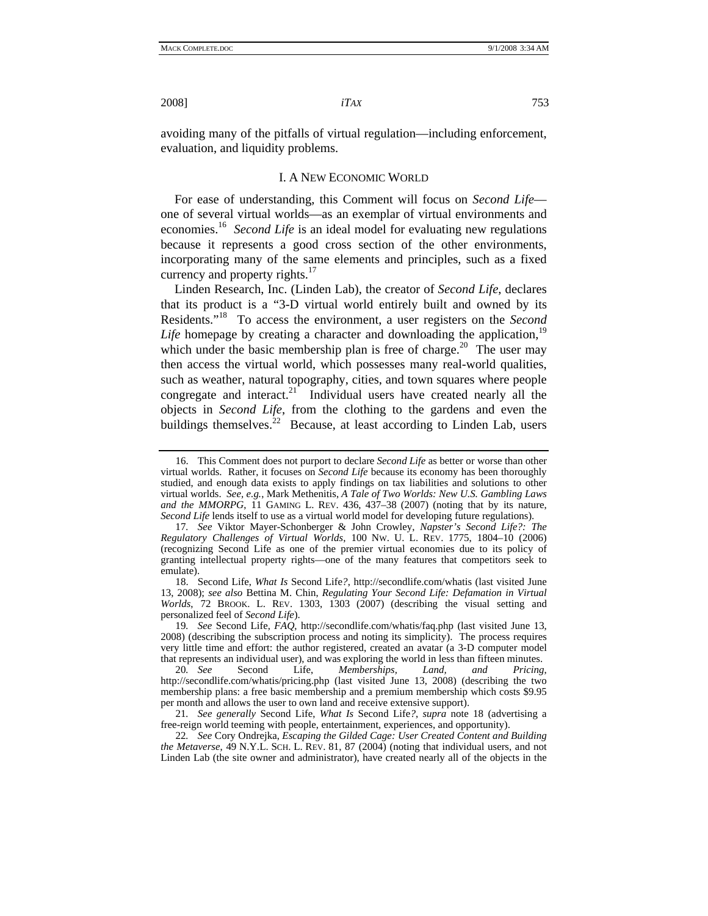avoiding many of the pitfalls of virtual regulation—including enforcement, evaluation, and liquidity problems.

## I. A NEW ECONOMIC WORLD

For ease of understanding, this Comment will focus on *Second Life*—one of several virtual worlds—as an exemplar of virtual environments and economies.[16] *Second Life* is an ideal model for evaluating new regulations because it represents a good cross section of the other environments, incorporating many of the same elements and principles, such as a fixed currency and property rights.[17]

Linden Research, Inc. (Linden Lab), the creator of *Second Life*, declares that its product is a "3-D virtual world entirely built and owned by its Residents."[18] To access the environment, a user registers on the *Second Life* homepage by creating a character and downloading the application,[19] which under the basic membership plan is free of charge.[20] The user may then access the virtual world, which possesses many real-world qualities, such as weather, natural topography, cities, and town squares where people congregate and interact.[21] Individual users have created nearly all the objects in *Second Life*, from the clothing to the gardens and even the buildings themselves.[22] Because, at least according to Linden Lab, users

---

16. This Comment does not purport to declare *Second Life* as better or worse than other virtual worlds. Rather, it focuses on *Second Life* because its economy has been thoroughly studied, and enough data exists to apply findings on tax liabilities and solutions to other virtual worlds. *See, e.g.*, Mark Methenitis, *A Tale of Two Worlds: New U.S. Gambling Laws and the MMORPG*, 11 GAMING L. REV. 436, 437–38 (2007) (noting that by its nature, *Second Life* lends itself to use as a virtual world model for developing future regulations).

17. *See* Viktor Mayer-Schonberger & John Crowley, *Napster's Second Life?: The Regulatory Challenges of Virtual Worlds*, 100 NW. U. L. REV. 1775, 1804–10 (2006) (recognizing Second Life as one of the premier virtual economies due to its policy of granting intellectual property rights—one of the many features that competitors seek to emulate).

18. Second Life, *What Is* Second Life*?*, http://secondlife.com/whatis (last visited June 13, 2008); *see also* Bettina M. Chin, *Regulating Your Second Life: Defamation in Virtual Worlds*, 72 BROOK. L. REV. 1303, 1303 (2007) (describing the visual setting and personalized feel of *Second Life*).

19. *See* Second Life, *FAQ*, http://secondlife.com/whatis/faq.php (last visited June 13, 2008) (describing the subscription process and noting its simplicity). The process requires very little time and effort: the author registered, created an avatar (a 3-D computer model that represents an individual user), and was exploring the world in less than fifteen minutes.

20. *See* Second Life, *Memberships, Land, and Pricing*, http://secondlife.com/whatis/pricing.php (last visited June 13, 2008) (describing the two membership plans: a free basic membership and a premium membership which costs $9.95 per month and allows the user to own land and receive extensive support).

21. *See generally* Second Life, *What Is* Second Life*?*, *supra* note 18 (advertising a free-reign world teeming with people, entertainment, experiences, and opportunity).

22. *See* Cory Ondrejka, *Escaping the Gilded Cage: User Created Content and Building the Metaverse*, 49 N.Y.L. SCH. L. REV. 81, 87 (2004) (noting that individual users, and not Linden Lab (the site owner and administrator), have created nearly all of the objects in the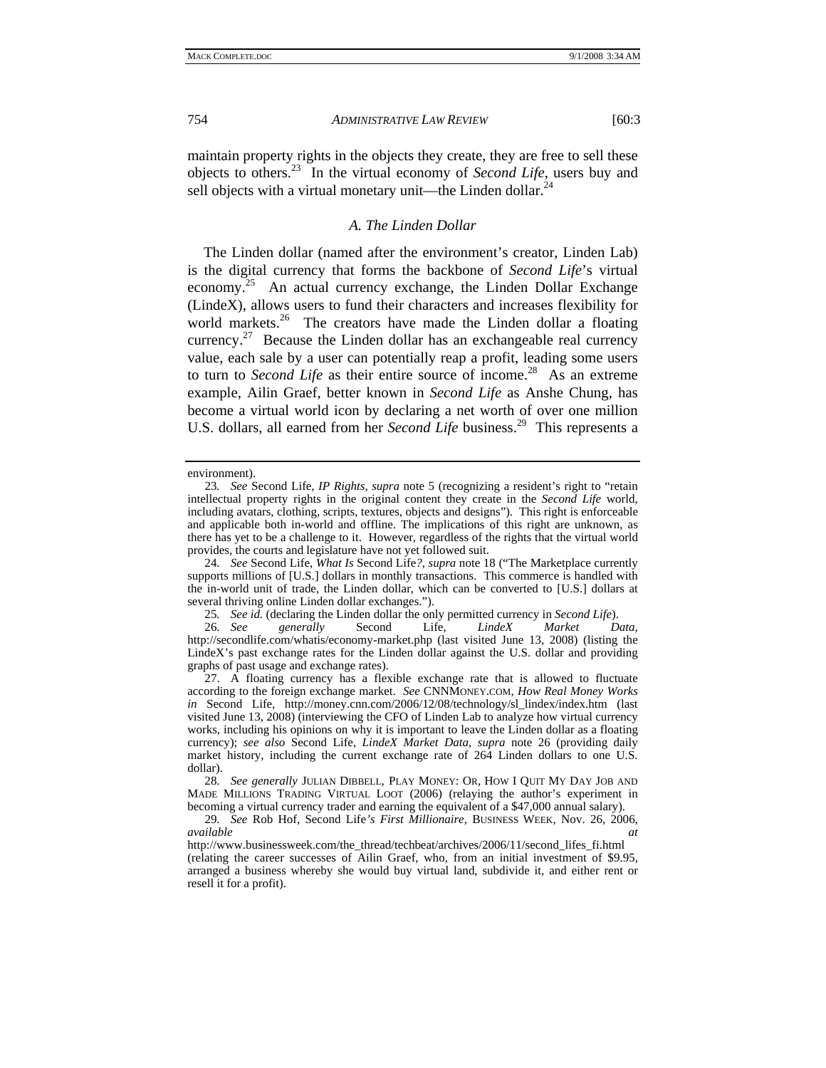maintain property rights in the objects they create, they are free to sell these objects to others.[23] In the virtual economy of *Second Life*, users buy and sell objects with a virtual monetary unit—the Linden dollar.[24]

### *A. The Linden Dollar*

The Linden dollar (named after the environment's creator, Linden Lab) is the digital currency that forms the backbone of *Second Life*'s virtual economy.[25] An actual currency exchange, the Linden Dollar Exchange (LindeX), allows users to fund their characters and increases flexibility for world markets.[26] The creators have made the Linden dollar a floating currency.[27] Because the Linden dollar has an exchangeable real currency value, each sale by a user can potentially reap a profit, leading some users to turn to *Second Life* as their entire source of income.[28] As an extreme example, Ailin Graef, better known in *Second Life* as Anshe Chung, has become a virtual world icon by declaring a net worth of over one million U.S. dollars, all earned from her *Second Life* business.[29] This represents a

---

environment).

23. *See* Second Life, *IP Rights*, *supra* note 5 (recognizing a resident's right to "retain intellectual property rights in the original content they create in the *Second Life* world, including avatars, clothing, scripts, textures, objects and designs"). This right is enforceable and applicable both in-world and offline. The implications of this right are unknown, as there has yet to be a challenge to it. However, regardless of the rights that the virtual world provides, the courts and legislature have not yet followed suit.

24. *See* Second Life, *What Is* Second Life*?*, *supra* note 18 ("The Marketplace currently supports millions of [U.S.] dollars in monthly transactions. This commerce is handled with the in-world unit of trade, the Linden dollar, which can be converted to [U.S.] dollars at several thriving online Linden dollar exchanges.").

25. *See id.* (declaring the Linden dollar the only permitted currency in *Second Life*).

26. *See generally* Second Life, *LindeX Market Data*, http://secondlife.com/whatis/economy-market.php (last visited June 13, 2008) (listing the LindeX's past exchange rates for the Linden dollar against the U.S. dollar and providing graphs of past usage and exchange rates).

27. A floating currency has a flexible exchange rate that is allowed to fluctuate according to the foreign exchange market. *See* CNNMONEY.COM, *How Real Money Works in* Second Life, http://money.cnn.com/2006/12/08/technology/sl_lindex/index.htm (last visited June 13, 2008) (interviewing the CFO of Linden Lab to analyze how virtual currency works, including his opinions on why it is important to leave the Linden dollar as a floating currency); *see also* Second Life, *LindeX Market Data*, *supra* note 26 (providing daily market history, including the current exchange rate of 264 Linden dollars to one U.S. dollar).

28. *See generally* JULIAN DIBBELL, PLAY MONEY: OR, HOW I QUIT MY DAY JOB AND MADE MILLIONS TRADING VIRTUAL LOOT (2006) (relaying the author's experiment in becoming a virtual currency trader and earning the equivalent of a $47,000 annual salary).

29. *See* Rob Hof, Second Life*'s First Millionaire*, BUSINESS WEEK, Nov. 26, 2006, *available at* http://www.businessweek.com/the_thread/techbeat/archives/2006/11/second_lifes_fi.html (relating the career successes of Ailin Graef, who, from an initial investment of $9.95, arranged a business whereby she would buy virtual land, subdivide it, and either rent or resell it for a profit).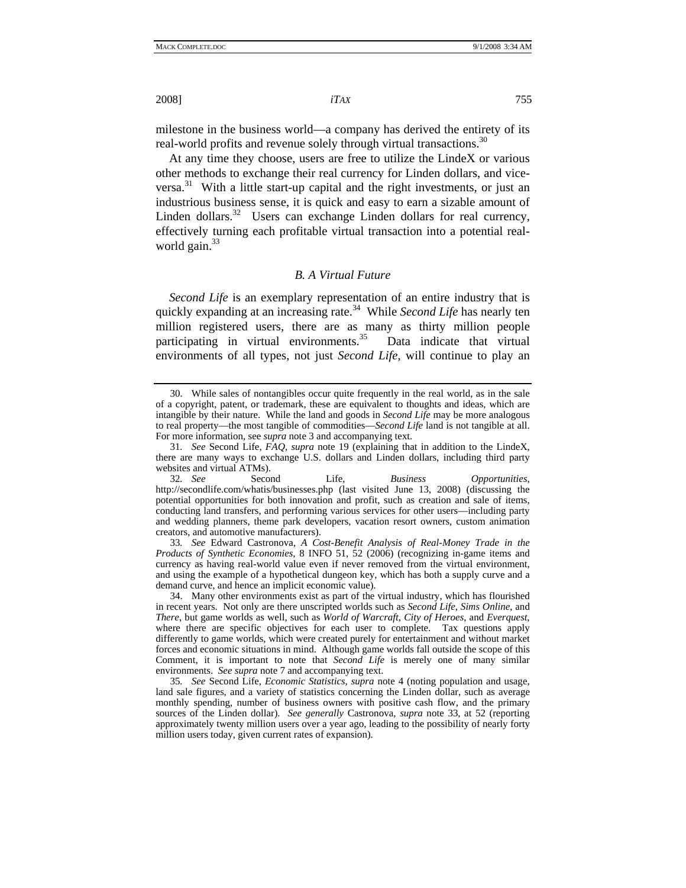milestone in the business world—a company has derived the entirety of its real-world profits and revenue solely through virtual transactions.[30]

At any time they choose, users are free to utilize the LindeX or various other methods to exchange their real currency for Linden dollars, and vice-versa.[31] With a little start-up capital and the right investments, or just an industrious business sense, it is quick and easy to earn a sizable amount of Linden dollars.[32] Users can exchange Linden dollars for real currency, effectively turning each profitable virtual transaction into a potential real-world gain.[33]

### *B. A Virtual Future*

*Second Life* is an exemplary representation of an entire industry that is quickly expanding at an increasing rate.[34] While *Second Life* has nearly ten million registered users, there are as many as thirty million people participating in virtual environments.[35] Data indicate that virtual environments of all types, not just *Second Life*, will continue to play an

---

30. While sales of nontangibles occur quite frequently in the real world, as in the sale of a copyright, patent, or trademark, these are equivalent to thoughts and ideas, which are intangible by their nature. While the land and goods in *Second Life* may be more analogous to real property—the most tangible of commodities—*Second Life* land is not tangible at all. For more information, see *supra* note 3 and accompanying text.

31. *See* Second Life, *FAQ*, *supra* note 19 (explaining that in addition to the LindeX, there are many ways to exchange U.S. dollars and Linden dollars, including third party websites and virtual ATMs).

32. *See* Second Life, *Business Opportunities*, http://secondlife.com/whatis/businesses.php (last visited June 13, 2008) (discussing the potential opportunities for both innovation and profit, such as creation and sale of items, conducting land transfers, and performing various services for other users—including party and wedding planners, theme park developers, vacation resort owners, custom animation creators, and automotive manufacturers).

33. *See* Edward Castronova, *A Cost-Benefit Analysis of Real-Money Trade in the Products of Synthetic Economies*, 8 INFO 51, 52 (2006) (recognizing in-game items and currency as having real-world value even if never removed from the virtual environment, and using the example of a hypothetical dungeon key, which has both a supply curve and a demand curve, and hence an implicit economic value).

34. Many other environments exist as part of the virtual industry, which has flourished in recent years. Not only are there unscripted worlds such as *Second Life*, *Sims Online*, and *There*, but game worlds as well, such as *World of Warcraft*, *City of Heroes*, and *Everquest*, where there are specific objectives for each user to complete. Tax questions apply differently to game worlds, which were created purely for entertainment and without market forces and economic situations in mind. Although game worlds fall outside the scope of this Comment, it is important to note that *Second Life* is merely one of many similar environments. *See supra* note 7 and accompanying text.

35. *See* Second Life, *Economic Statistics*, *supra* note 4 (noting population and usage, land sale figures, and a variety of statistics concerning the Linden dollar, such as average monthly spending, number of business owners with positive cash flow, and the primary sources of the Linden dollar). *See generally* Castronova, *supra* note 33, at 52 (reporting approximately twenty million users over a year ago, leading to the possibility of nearly forty million users today, given current rates of expansion).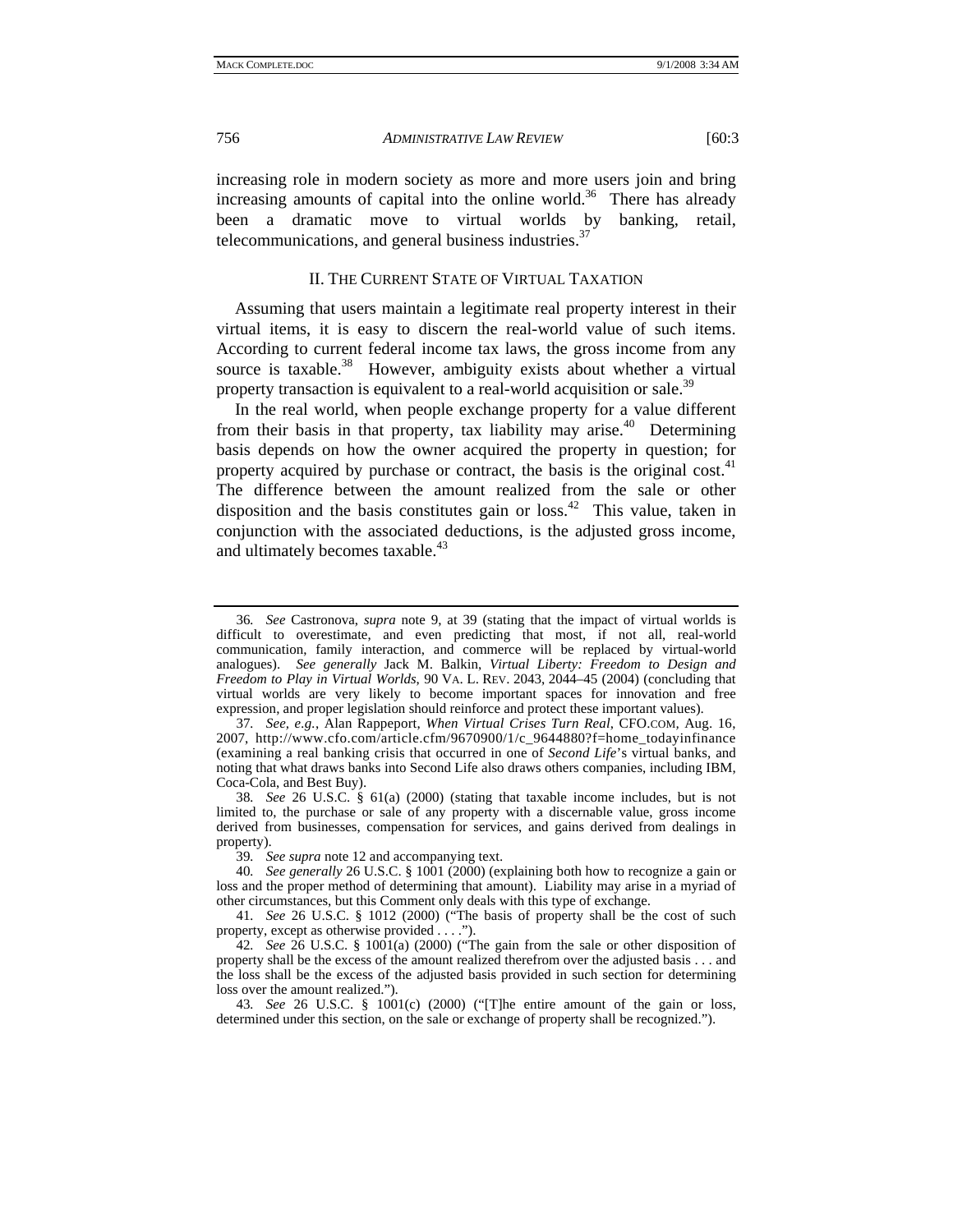increasing role in modern society as more and more users join and bring increasing amounts of capital into the online world.[36] There has already been a dramatic move to virtual worlds by banking, retail, telecommunications, and general business industries.[37]

## II. The Current State of Virtual Taxation

Assuming that users maintain a legitimate real property interest in their virtual items, it is easy to discern the real-world value of such items. According to current federal income tax laws, the gross income from any source is taxable.[38] However, ambiguity exists about whether a virtual property transaction is equivalent to a real-world acquisition or sale.[39]

In the real world, when people exchange property for a value different from their basis in that property, tax liability may arise.[40] Determining basis depends on how the owner acquired the property in question; for property acquired by purchase or contract, the basis is the original cost.[41] The difference between the amount realized from the sale or other disposition and the basis constitutes gain or loss.[42] This value, taken in conjunction with the associated deductions, is the adjusted gross income, and ultimately becomes taxable.[43]

---

36. *See* Castronova, *supra* note 9, at 39 (stating that the impact of virtual worlds is difficult to overestimate, and even predicting that most, if not all, real-world communication, family interaction, and commerce will be replaced by virtual-world analogues). *See generally* Jack M. Balkin, *Virtual Liberty: Freedom to Design and Freedom to Play in Virtual Worlds*, 90 VA. L. REV. 2043, 2044–45 (2004) (concluding that virtual worlds are very likely to become important spaces for innovation and free expression, and proper legislation should reinforce and protect these important values).

37. *See, e.g.*, Alan Rappeport, *When Virtual Crises Turn Real*, CFO.COM, Aug. 16, 2007, http://www.cfo.com/article.cfm/9670900/1/c_9644880?f=home_todayinfinance (examining a real banking crisis that occurred in one of *Second Life*'s virtual banks, and noting that what draws banks into Second Life also draws others companies, including IBM, Coca-Cola, and Best Buy).

38. *See* 26 U.S.C. § 61(a) (2000) (stating that taxable income includes, but is not limited to, the purchase or sale of any property with a discernable value, gross income derived from businesses, compensation for services, and gains derived from dealings in property).

39. *See supra* note 12 and accompanying text.

40. *See generally* 26 U.S.C. § 1001 (2000) (explaining both how to recognize a gain or loss and the proper method of determining that amount). Liability may arise in a myriad of other circumstances, but this Comment only deals with this type of exchange.

41. *See* 26 U.S.C. § 1012 (2000) ("The basis of property shall be the cost of such property, except as otherwise provided . . . .").

42. *See* 26 U.S.C. § 1001(a) (2000) ("The gain from the sale or other disposition of property shall be the excess of the amount realized therefrom over the adjusted basis . . . and the loss shall be the excess of the adjusted basis provided in such section for determining loss over the amount realized.").

43. *See* 26 U.S.C. § 1001(c) (2000) ("[T]he entire amount of the gain or loss, determined under this section, on the sale or exchange of property shall be recognized.").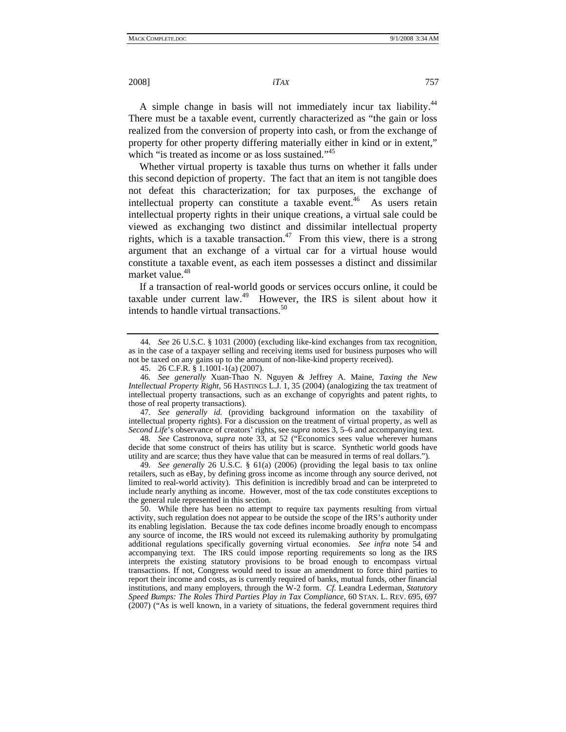A simple change in basis will not immediately incur tax liability.[44] There must be a taxable event, currently characterized as "the gain or loss realized from the conversion of property into cash, or from the exchange of property for other property differing materially either in kind or in extent," which "is treated as income or as loss sustained."[45]

Whether virtual property is taxable thus turns on whether it falls under this second depiction of property. The fact that an item is not tangible does not defeat this characterization; for tax purposes, the exchange of intellectual property can constitute a taxable event.[46] As users retain intellectual property rights in their unique creations, a virtual sale could be viewed as exchanging two distinct and dissimilar intellectual property rights, which is a taxable transaction.[47] From this view, there is a strong argument that an exchange of a virtual car for a virtual house would constitute a taxable event, as each item possesses a distinct and dissimilar market value.[48]

If a transaction of real-world goods or services occurs online, it could be taxable under current law.[49] However, the IRS is silent about how it intends to handle virtual transactions.[50]

---

44. *See* 26 U.S.C. § 1031 (2000) (excluding like-kind exchanges from tax recognition, as in the case of a taxpayer selling and receiving items used for business purposes who will not be taxed on any gains up to the amount of non-like-kind property received).

45. 26 C.F.R. § 1.1001-1(a) (2007).

46. *See generally* Xuan-Thao N. Nguyen & Jeffrey A. Maine, *Taxing the New Intellectual Property Right*, 56 HASTINGS L.J. 1, 35 (2004) (analogizing the tax treatment of intellectual property transactions, such as an exchange of copyrights and patent rights, to those of real property transactions).

47. *See generally id.* (providing background information on the taxability of intellectual property rights). For a discussion on the treatment of virtual property, as well as *Second Life*'s observance of creators' rights, see *supra* notes 3, 5–6 and accompanying text.

48. *See* Castronova, *supra* note 33, at 52 ("Economics sees value wherever humans decide that some construct of theirs has utility but is scarce. Synthetic world goods have utility and are scarce; thus they have value that can be measured in terms of real dollars.").

49. *See generally* 26 U.S.C. § 61(a) (2006) (providing the legal basis to tax online retailers, such as eBay, by defining gross income as income through any source derived, not limited to real-world activity). This definition is incredibly broad and can be interpreted to include nearly anything as income. However, most of the tax code constitutes exceptions to the general rule represented in this section.

50. While there has been no attempt to require tax payments resulting from virtual activity, such regulation does not appear to be outside the scope of the IRS's authority under its enabling legislation. Because the tax code defines income broadly enough to encompass any source of income, the IRS would not exceed its rulemaking authority by promulgating additional regulations specifically governing virtual economies. *See infra* note 54 and accompanying text. The IRS could impose reporting requirements so long as the IRS interprets the existing statutory provisions to be broad enough to encompass virtual transactions. If not, Congress would need to issue an amendment to force third parties to report their income and costs, as is currently required of banks, mutual funds, other financial institutions, and many employers, through the W-2 form. *Cf.* Leandra Lederman, *Statutory Speed Bumps: The Roles Third Parties Play in Tax Compliance*, 60 STAN. L. REV. 695, 697 (2007) ("As is well known, in a variety of situations, the federal government requires third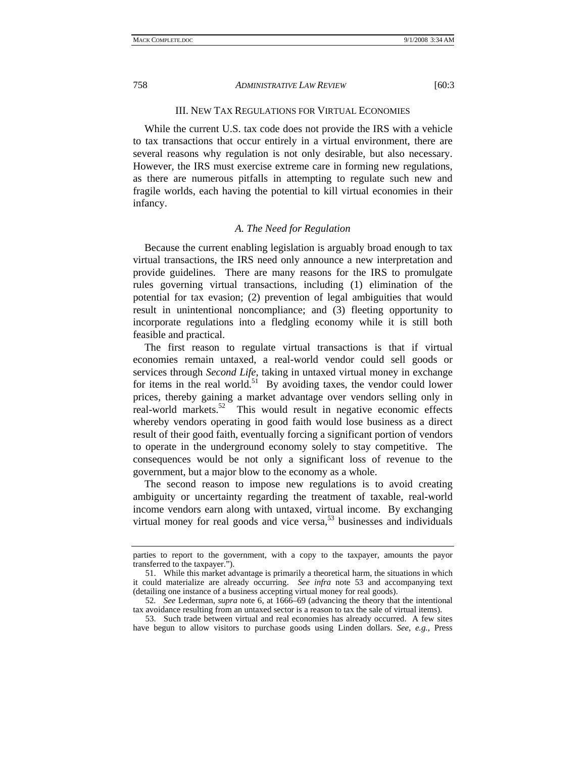## III. NEW TAX REGULATIONS FOR VIRTUAL ECONOMIES

While the current U.S. tax code does not provide the IRS with a vehicle to tax transactions that occur entirely in a virtual environment, there are several reasons why regulation is not only desirable, but also necessary. However, the IRS must exercise extreme care in forming new regulations, as there are numerous pitfalls in attempting to regulate such new and fragile worlds, each having the potential to kill virtual economies in their infancy.

### *A. The Need for Regulation*

Because the current enabling legislation is arguably broad enough to tax virtual transactions, the IRS need only announce a new interpretation and provide guidelines. There are many reasons for the IRS to promulgate rules governing virtual transactions, including (1) elimination of the potential for tax evasion; (2) prevention of legal ambiguities that would result in unintentional noncompliance; and (3) fleeting opportunity to incorporate regulations into a fledgling economy while it is still both feasible and practical.

The first reason to regulate virtual transactions is that if virtual economies remain untaxed, a real-world vendor could sell goods or services through *Second Life*, taking in untaxed virtual money in exchange for items in the real world.[51] By avoiding taxes, the vendor could lower prices, thereby gaining a market advantage over vendors selling only in real-world markets.[52] This would result in negative economic effects whereby vendors operating in good faith would lose business as a direct result of their good faith, eventually forcing a significant portion of vendors to operate in the underground economy solely to stay competitive. The consequences would be not only a significant loss of revenue to the government, but a major blow to the economy as a whole.

The second reason to impose new regulations is to avoid creating ambiguity or uncertainty regarding the treatment of taxable, real-world income vendors earn along with untaxed, virtual income. By exchanging virtual money for real goods and vice versa,[53] businesses and individuals

---

parties to report to the government, with a copy to the taxpayer, amounts the payor transferred to the taxpayer.").

51. While this market advantage is primarily a theoretical harm, the situations in which it could materialize are already occurring. *See infra* note 53 and accompanying text (detailing one instance of a business accepting virtual money for real goods).

52. *See* Lederman, *supra* note 6, at 1666–69 (advancing the theory that the intentional tax avoidance resulting from an untaxed sector is a reason to tax the sale of virtual items).

53. Such trade between virtual and real economies has already occurred. A few sites have begun to allow visitors to purchase goods using Linden dollars. *See, e.g.*, Press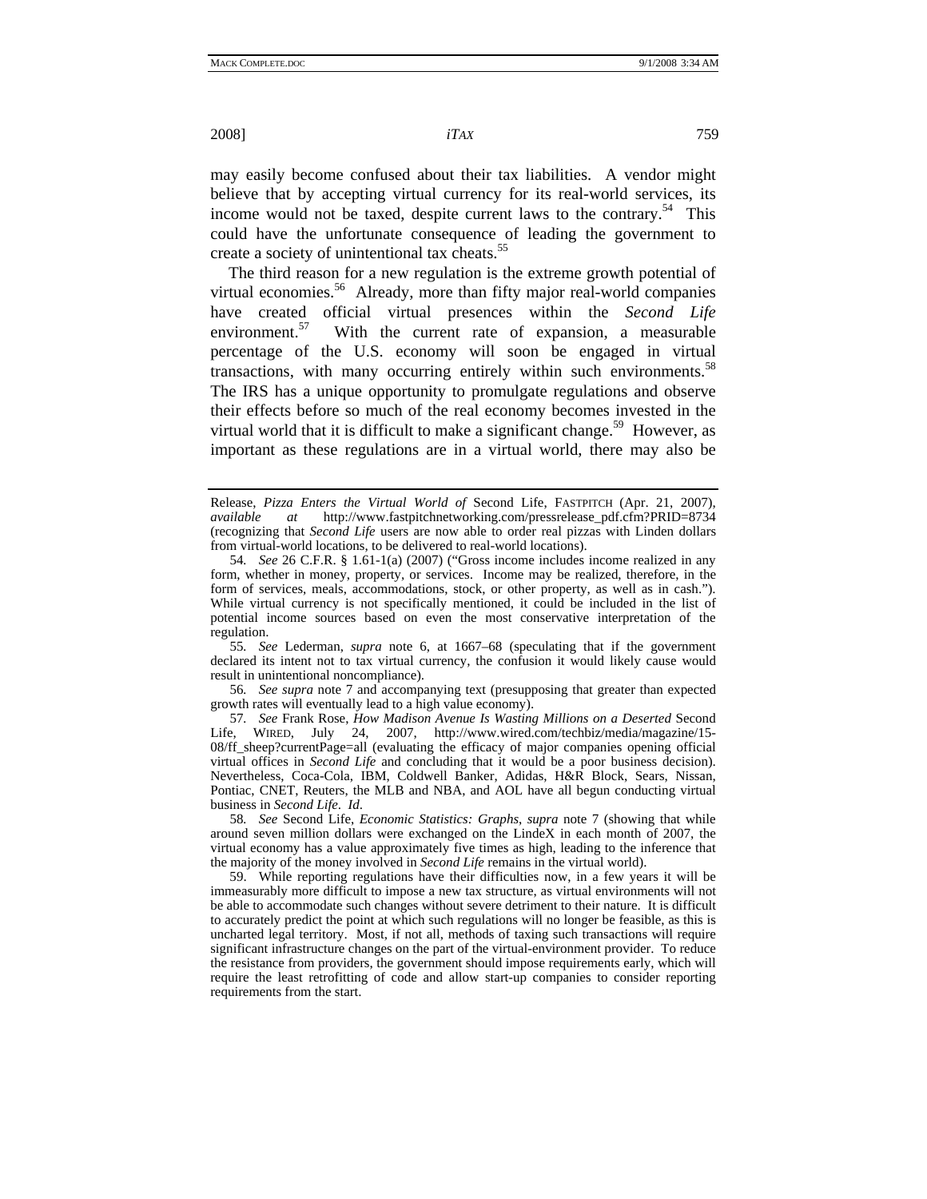may easily become confused about their tax liabilities. A vendor might believe that by accepting virtual currency for its real-world services, its income would not be taxed, despite current laws to the contrary.[54] This could have the unfortunate consequence of leading the government to create a society of unintentional tax cheats.[55]

The third reason for a new regulation is the extreme growth potential of virtual economies.[56] Already, more than fifty major real-world companies have created official virtual presences within the *Second Life* environment.[57] With the current rate of expansion, a measurable percentage of the U.S. economy will soon be engaged in virtual transactions, with many occurring entirely within such environments.[58] The IRS has a unique opportunity to promulgate regulations and observe their effects before so much of the real economy becomes invested in the virtual world that it is difficult to make a significant change.[59] However, as important as these regulations are in a virtual world, there may also be

---

Release, *Pizza Enters the Virtual World of* Second Life, FASTPITCH (Apr. 21, 2007), *available at* http://www.fastpitchnetworking.com/pressrelease_pdf.cfm?PRID=8734 (recognizing that *Second Life* users are now able to order real pizzas with Linden dollars from virtual-world locations, to be delivered to real-world locations).

54. *See* 26 C.F.R. § 1.61-1(a) (2007) ("Gross income includes income realized in any form, whether in money, property, or services. Income may be realized, therefore, in the form of services, meals, accommodations, stock, or other property, as well as in cash."). While virtual currency is not specifically mentioned, it could be included in the list of potential income sources based on even the most conservative interpretation of the regulation.

55. *See* Lederman, *supra* note 6, at 1667–68 (speculating that if the government declared its intent not to tax virtual currency, the confusion it would likely cause would result in unintentional noncompliance).

56. *See supra* note 7 and accompanying text (presupposing that greater than expected growth rates will eventually lead to a high value economy).

57. *See* Frank Rose, *How Madison Avenue Is Wasting Millions on a Deserted* Second Life, WIRED, July 24, 2007, http://www.wired.com/techbiz/media/magazine/15-08/ff_sheep?currentPage=all (evaluating the efficacy of major companies opening official virtual offices in *Second Life* and concluding that it would be a poor business decision). Nevertheless, Coca-Cola, IBM, Coldwell Banker, Adidas, H&R Block, Sears, Nissan, Pontiac, CNET, Reuters, the MLB and NBA, and AOL have all begun conducting virtual business in *Second Life*. *Id*.

58. *See* Second Life, *Economic Statistics: Graphs*, *supra* note 7 (showing that while around seven million dollars were exchanged on the LindeX in each month of 2007, the virtual economy has a value approximately five times as high, leading to the inference that the majority of the money involved in *Second Life* remains in the virtual world).

59. While reporting regulations have their difficulties now, in a few years it will be immeasurably more difficult to impose a new tax structure, as virtual environments will not be able to accommodate such changes without severe detriment to their nature. It is difficult to accurately predict the point at which such regulations will no longer be feasible, as this is uncharted legal territory. Most, if not all, methods of taxing such transactions will require significant infrastructure changes on the part of the virtual-environment provider. To reduce the resistance from providers, the government should impose requirements early, which will require the least retrofitting of code and allow start-up companies to consider reporting requirements from the start.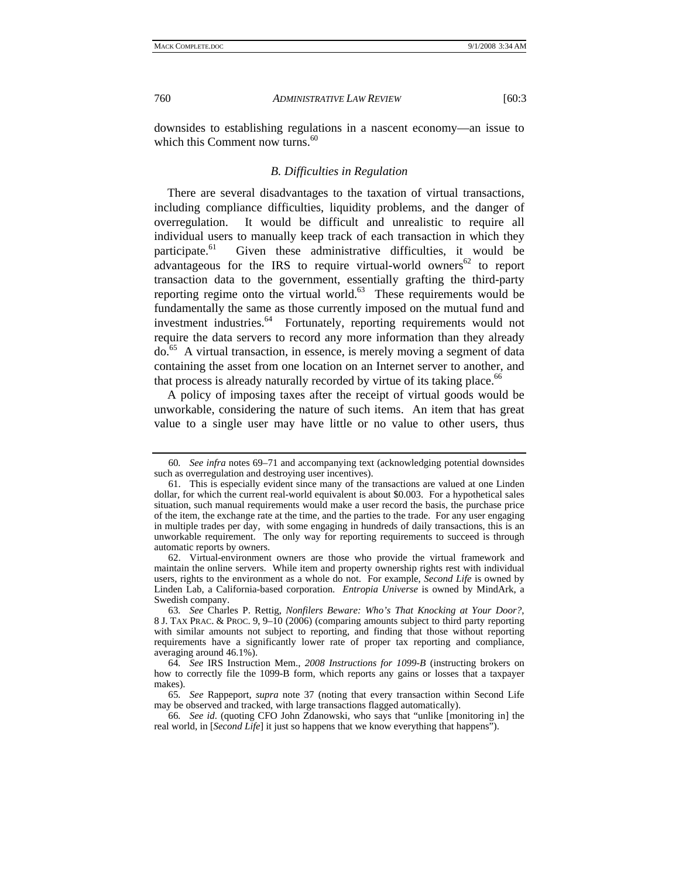downsides to establishing regulations in a nascent economy—an issue to which this Comment now turns.[60]

### *B. Difficulties in Regulation*

There are several disadvantages to the taxation of virtual transactions, including compliance difficulties, liquidity problems, and the danger of overregulation. It would be difficult and unrealistic to require all individual users to manually keep track of each transaction in which they participate.[61] Given these administrative difficulties, it would be advantageous for the IRS to require virtual-world owners[62] to report transaction data to the government, essentially grafting the third-party reporting regime onto the virtual world.[63] These requirements would be fundamentally the same as those currently imposed on the mutual fund and investment industries.[64] Fortunately, reporting requirements would not require the data servers to record any more information than they already do.[65] A virtual transaction, in essence, is merely moving a segment of data containing the asset from one location on an Internet server to another, and that process is already naturally recorded by virtue of its taking place.[66]

A policy of imposing taxes after the receipt of virtual goods would be unworkable, considering the nature of such items. An item that has great value to a single user may have little or no value to other users, thus

---

60. *See infra* notes 69–71 and accompanying text (acknowledging potential downsides such as overregulation and destroying user incentives).

61. This is especially evident since many of the transactions are valued at one Linden dollar, for which the current real-world equivalent is about $0.003. For a hypothetical sales situation, such manual requirements would make a user record the basis, the purchase price of the item, the exchange rate at the time, and the parties to the trade. For any user engaging in multiple trades per day, with some engaging in hundreds of daily transactions, this is an unworkable requirement. The only way for reporting requirements to succeed is through automatic reports by owners.

62. Virtual-environment owners are those who provide the virtual framework and maintain the online servers. While item and property ownership rights rest with individual users, rights to the environment as a whole do not. For example, *Second Life* is owned by Linden Lab, a California-based corporation. *Entropia Universe* is owned by MindArk, a Swedish company.

63. *See* Charles P. Rettig, *Nonfilers Beware: Who's That Knocking at Your Door?*, 8 J. TAX PRAC. & PROC. 9, 9–10 (2006) (comparing amounts subject to third party reporting with similar amounts not subject to reporting, and finding that those without reporting requirements have a significantly lower rate of proper tax reporting and compliance, averaging around 46.1%).

64. *See* IRS Instruction Mem., *2008 Instructions for 1099-B* (instructing brokers on how to correctly file the 1099-B form, which reports any gains or losses that a taxpayer makes).

65. *See* Rappeport, *supra* note 37 (noting that every transaction within Second Life may be observed and tracked, with large transactions flagged automatically).

66. *See id.* (quoting CFO John Zdanowski, who says that "unlike [monitoring in] the real world, in [*Second Life*] it just so happens that we know everything that happens").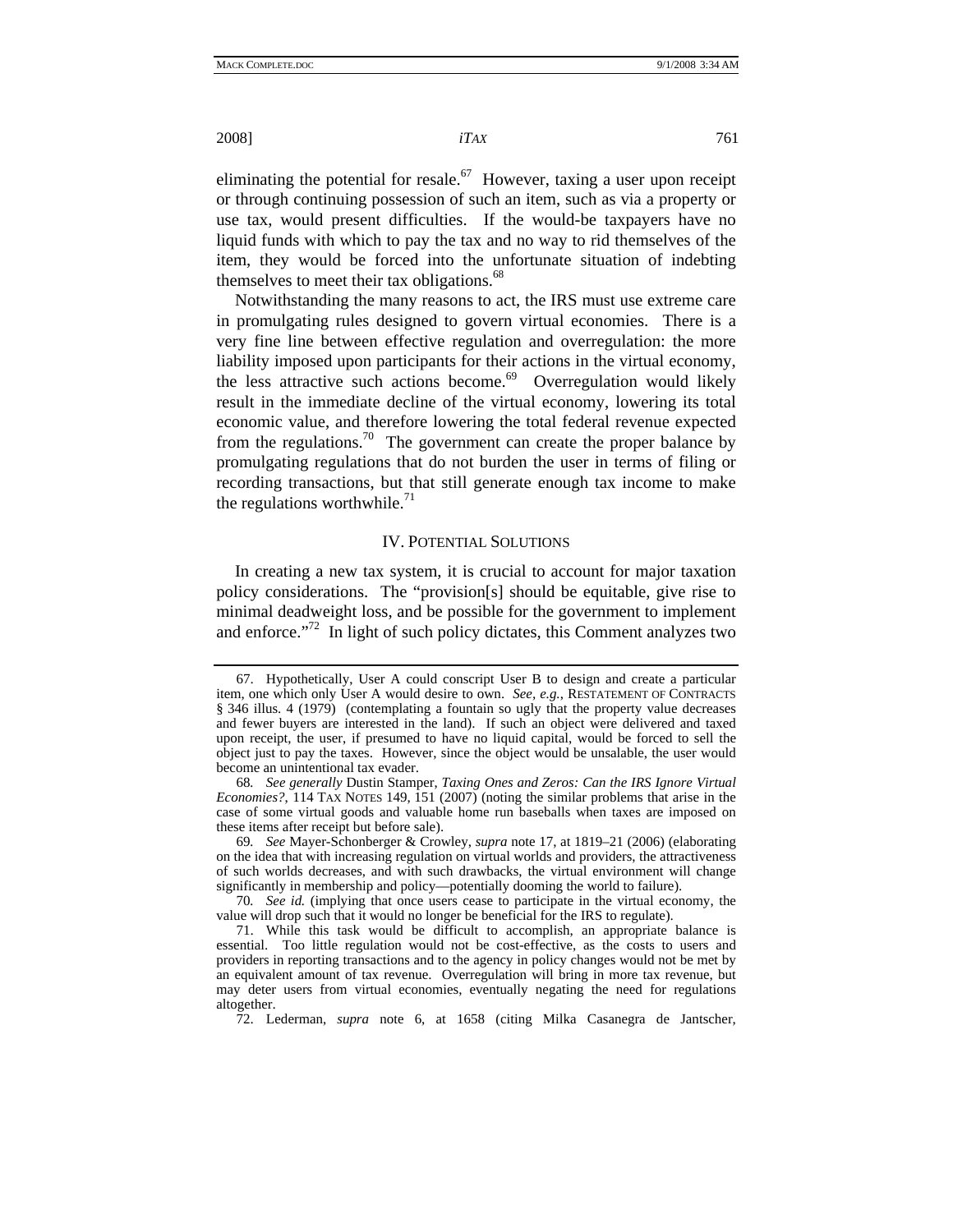eliminating the potential for resale.[67] However, taxing a user upon receipt or through continuing possession of such an item, such as via a property or use tax, would present difficulties. If the would-be taxpayers have no liquid funds with which to pay the tax and no way to rid themselves of the item, they would be forced into the unfortunate situation of indebting themselves to meet their tax obligations.[68]

Notwithstanding the many reasons to act, the IRS must use extreme care in promulgating rules designed to govern virtual economies. There is a very fine line between effective regulation and overregulation: the more liability imposed upon participants for their actions in the virtual economy, the less attractive such actions become.[69] Overregulation would likely result in the immediate decline of the virtual economy, lowering its total economic value, and therefore lowering the total federal revenue expected from the regulations.[70] The government can create the proper balance by promulgating regulations that do not burden the user in terms of filing or recording transactions, but that still generate enough tax income to make the regulations worthwhile.[71]

## IV. Potential Solutions

In creating a new tax system, it is crucial to account for major taxation policy considerations. The "provision[s] should be equitable, give rise to minimal deadweight loss, and be possible for the government to implement and enforce."[72] In light of such policy dictates, this Comment analyzes two

---

67. Hypothetically, User A could conscript User B to design and create a particular item, one which only User A would desire to own. *See, e.g.*, RESTATEMENT OF CONTRACTS § 346 illus. 4 (1979) (contemplating a fountain so ugly that the property value decreases and fewer buyers are interested in the land). If such an object were delivered and taxed upon receipt, the user, if presumed to have no liquid capital, would be forced to sell the object just to pay the taxes. However, since the object would be unsalable, the user would become an unintentional tax evader.

68. *See generally* Dustin Stamper, *Taxing Ones and Zeros: Can the IRS Ignore Virtual Economies?*, 114 TAX NOTES 149, 151 (2007) (noting the similar problems that arise in the case of some virtual goods and valuable home run baseballs when taxes are imposed on these items after receipt but before sale).

69. *See* Mayer-Schonberger & Crowley, *supra* note 17, at 1819–21 (2006) (elaborating on the idea that with increasing regulation on virtual worlds and providers, the attractiveness of such worlds decreases, and with such drawbacks, the virtual environment will change significantly in membership and policy—potentially dooming the world to failure).

70. *See id.* (implying that once users cease to participate in the virtual economy, the value will drop such that it would no longer be beneficial for the IRS to regulate).

71. While this task would be difficult to accomplish, an appropriate balance is essential. Too little regulation would not be cost-effective, as the costs to users and providers in reporting transactions and to the agency in policy changes would not be met by an equivalent amount of tax revenue. Overregulation will bring in more tax revenue, but may deter users from virtual economies, eventually negating the need for regulations altogether.

72. Lederman, *supra* note 6, at 1658 (citing Milka Casanegra de Jantscher,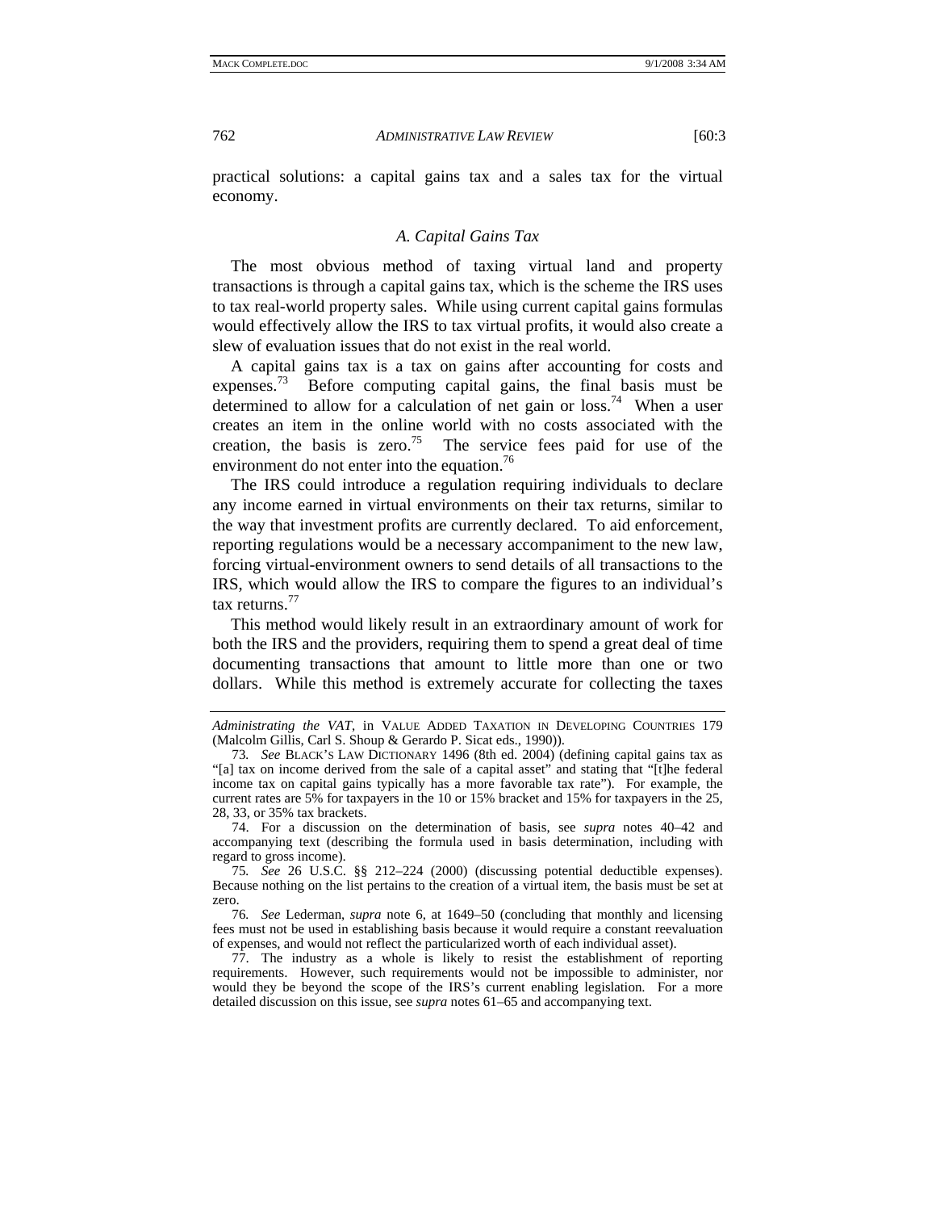practical solutions: a capital gains tax and a sales tax for the virtual economy.

### A. Capital Gains Tax

The most obvious method of taxing virtual land and property transactions is through a capital gains tax, which is the scheme the IRS uses to tax real-world property sales. While using current capital gains formulas would effectively allow the IRS to tax virtual profits, it would also create a slew of evaluation issues that do not exist in the real world.

A capital gains tax is a tax on gains after accounting for costs and expenses.[73] Before computing capital gains, the final basis must be determined to allow for a calculation of net gain or loss.[74] When a user creates an item in the online world with no costs associated with the creation, the basis is zero.[75] The service fees paid for use of the environment do not enter into the equation.[76]

The IRS could introduce a regulation requiring individuals to declare any income earned in virtual environments on their tax returns, similar to the way that investment profits are currently declared. To aid enforcement, reporting regulations would be a necessary accompaniment to the new law, forcing virtual-environment owners to send details of all transactions to the IRS, which would allow the IRS to compare the figures to an individual's tax returns.[77]

This method would likely result in an extraordinary amount of work for both the IRS and the providers, requiring them to spend a great deal of time documenting transactions that amount to little more than one or two dollars. While this method is extremely accurate for collecting the taxes

---

*Administrating the VAT*, in VALUE ADDED TAXATION IN DEVELOPING COUNTRIES 179 (Malcolm Gillis, Carl S. Shoup & Gerardo P. Sicat eds., 1990)).

73. *See* BLACK'S LAW DICTIONARY 1496 (8th ed. 2004) (defining capital gains tax as "[a] tax on income derived from the sale of a capital asset" and stating that "[t]he federal income tax on capital gains typically has a more favorable tax rate"). For example, the current rates are 5% for taxpayers in the 10 or 15% bracket and 15% for taxpayers in the 25, 28, 33, or 35% tax brackets.

74. For a discussion on the determination of basis, see *supra* notes 40–42 and accompanying text (describing the formula used in basis determination, including with regard to gross income).

75. *See* 26 U.S.C. §§ 212–224 (2000) (discussing potential deductible expenses). Because nothing on the list pertains to the creation of a virtual item, the basis must be set at zero.

76. *See* Lederman, *supra* note 6, at 1649–50 (concluding that monthly and licensing fees must not be used in establishing basis because it would require a constant reevaluation of expenses, and would not reflect the particularized worth of each individual asset).

77. The industry as a whole is likely to resist the establishment of reporting requirements. However, such requirements would not be impossible to administer, nor would they be beyond the scope of the IRS's current enabling legislation. For a more detailed discussion on this issue, see *supra* notes 61–65 and accompanying text.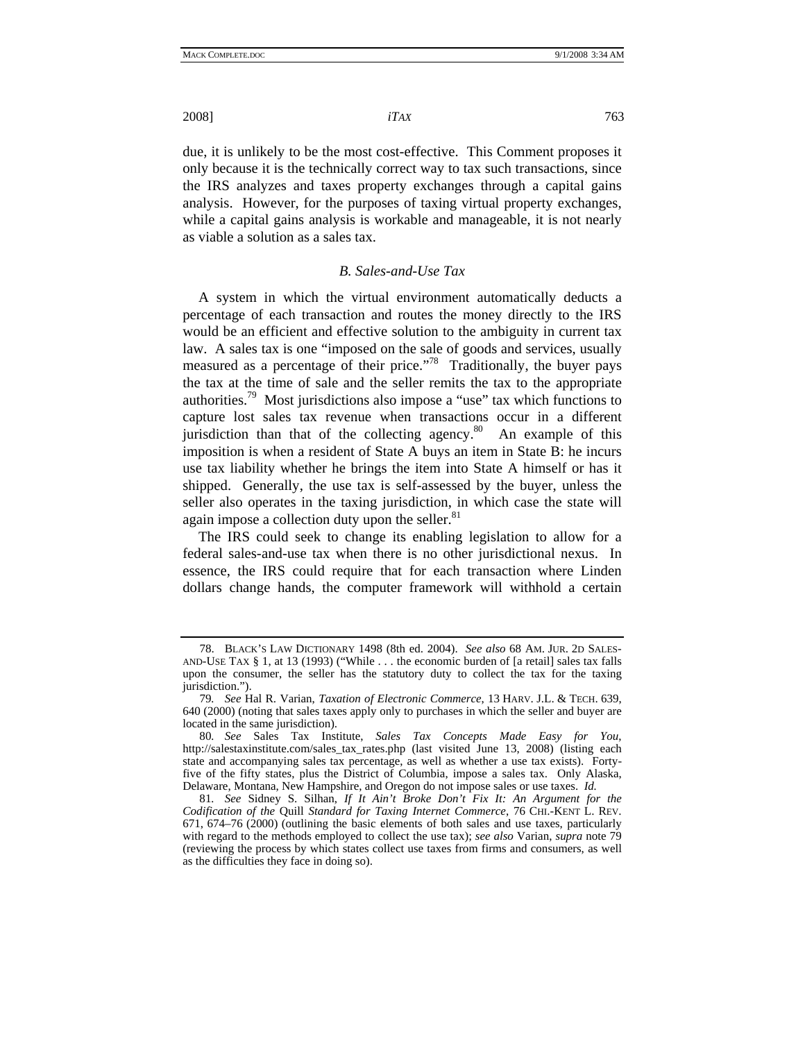due, it is unlikely to be the most cost-effective. This Comment proposes it only because it is the technically correct way to tax such transactions, since the IRS analyzes and taxes property exchanges through a capital gains analysis. However, for the purposes of taxing virtual property exchanges, while a capital gains analysis is workable and manageable, it is not nearly as viable a solution as a sales tax.

### *B. Sales-and-Use Tax*

A system in which the virtual environment automatically deducts a percentage of each transaction and routes the money directly to the IRS would be an efficient and effective solution to the ambiguity in current tax law. A sales tax is one "imposed on the sale of goods and services, usually measured as a percentage of their price."[78] Traditionally, the buyer pays the tax at the time of sale and the seller remits the tax to the appropriate authorities.[79] Most jurisdictions also impose a "use" tax which functions to capture lost sales tax revenue when transactions occur in a different jurisdiction than that of the collecting agency.[80] An example of this imposition is when a resident of State A buys an item in State B: he incurs use tax liability whether he brings the item into State A himself or has it shipped. Generally, the use tax is self-assessed by the buyer, unless the seller also operates in the taxing jurisdiction, in which case the state will again impose a collection duty upon the seller.[81]

The IRS could seek to change its enabling legislation to allow for a federal sales-and-use tax when there is no other jurisdictional nexus. In essence, the IRS could require that for each transaction where Linden dollars change hands, the computer framework will withhold a certain

---

78. BLACK'S LAW DICTIONARY 1498 (8th ed. 2004). *See also* 68 AM. JUR. 2D SALES-AND-USE TAX § 1, at 13 (1993) ("While . . . the economic burden of [a retail] sales tax falls upon the consumer, the seller has the statutory duty to collect the tax for the taxing jurisdiction.").

79. *See* Hal R. Varian, *Taxation of Electronic Commerce*, 13 HARV. J.L. & TECH. 639, 640 (2000) (noting that sales taxes apply only to purchases in which the seller and buyer are located in the same jurisdiction).

80. *See* Sales Tax Institute, *Sales Tax Concepts Made Easy for You*, http://salestaxinstitute.com/sales_tax_rates.php (last visited June 13, 2008) (listing each state and accompanying sales tax percentage, as well as whether a use tax exists). Forty-five of the fifty states, plus the District of Columbia, impose a sales tax. Only Alaska, Delaware, Montana, New Hampshire, and Oregon do not impose sales or use taxes. *Id.*

81. *See* Sidney S. Silhan, *If It Ain't Broke Don't Fix It: An Argument for the Codification of the* Quill *Standard for Taxing Internet Commerce*, 76 CHI.-KENT L. REV. 671, 674–76 (2000) (outlining the basic elements of both sales and use taxes, particularly with regard to the methods employed to collect the use tax); *see also* Varian, *supra* note 79 (reviewing the process by which states collect use taxes from firms and consumers, as well as the difficulties they face in doing so).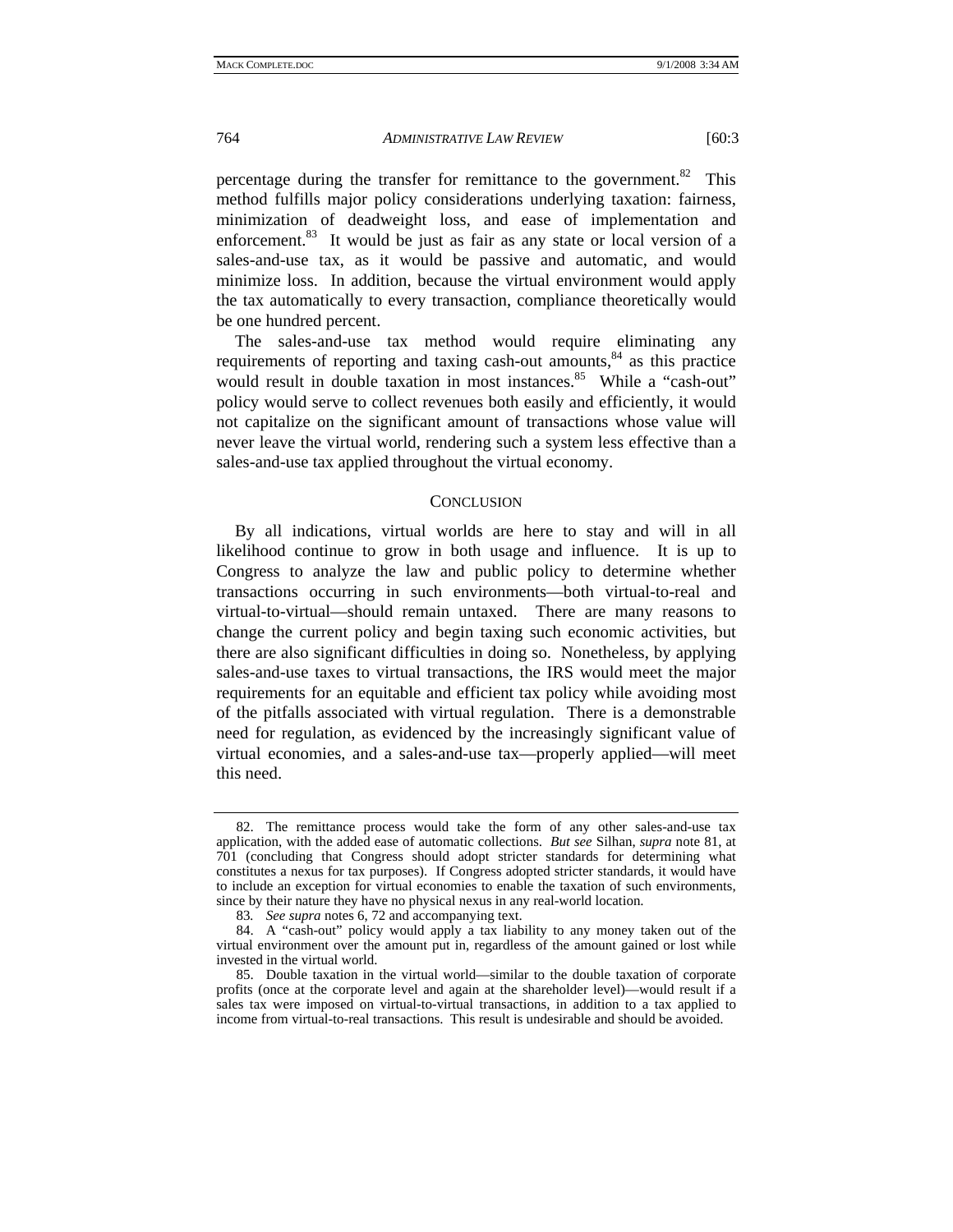percentage during the transfer for remittance to the government.[82] This method fulfills major policy considerations underlying taxation: fairness, minimization of deadweight loss, and ease of implementation and enforcement.[83] It would be just as fair as any state or local version of a sales-and-use tax, as it would be passive and automatic, and would minimize loss. In addition, because the virtual environment would apply the tax automatically to every transaction, compliance theoretically would be one hundred percent.

The sales-and-use tax method would require eliminating any requirements of reporting and taxing cash-out amounts,[84] as this practice would result in double taxation in most instances.[85] While a "cash-out" policy would serve to collect revenues both easily and efficiently, it would not capitalize on the significant amount of transactions whose value will never leave the virtual world, rendering such a system less effective than a sales-and-use tax applied throughout the virtual economy.

## CONCLUSION

By all indications, virtual worlds are here to stay and will in all likelihood continue to grow in both usage and influence. It is up to Congress to analyze the law and public policy to determine whether transactions occurring in such environments—both virtual-to-real and virtual-to-virtual—should remain untaxed. There are many reasons to change the current policy and begin taxing such economic activities, but there are also significant difficulties in doing so. Nonetheless, by applying sales-and-use taxes to virtual transactions, the IRS would meet the major requirements for an equitable and efficient tax policy while avoiding most of the pitfalls associated with virtual regulation. There is a demonstrable need for regulation, as evidenced by the increasingly significant value of virtual economies, and a sales-and-use tax—properly applied—will meet this need.

---

82. The remittance process would take the form of any other sales-and-use tax application, with the added ease of automatic collections. *But see* Silhan, *supra* note 81, at 701 (concluding that Congress should adopt stricter standards for determining what constitutes a nexus for tax purposes). If Congress adopted stricter standards, it would have to include an exception for virtual economies to enable the taxation of such environments, since by their nature they have no physical nexus in any real-world location.

83. *See supra* notes 6, 72 and accompanying text.

84. A "cash-out" policy would apply a tax liability to any money taken out of the virtual environment over the amount put in, regardless of the amount gained or lost while invested in the virtual world.

85. Double taxation in the virtual world—similar to the double taxation of corporate profits (once at the corporate level and again at the shareholder level)—would result if a sales tax were imposed on virtual-to-virtual transactions, in addition to a tax applied to income from virtual-to-real transactions. This result is undesirable and should be avoided.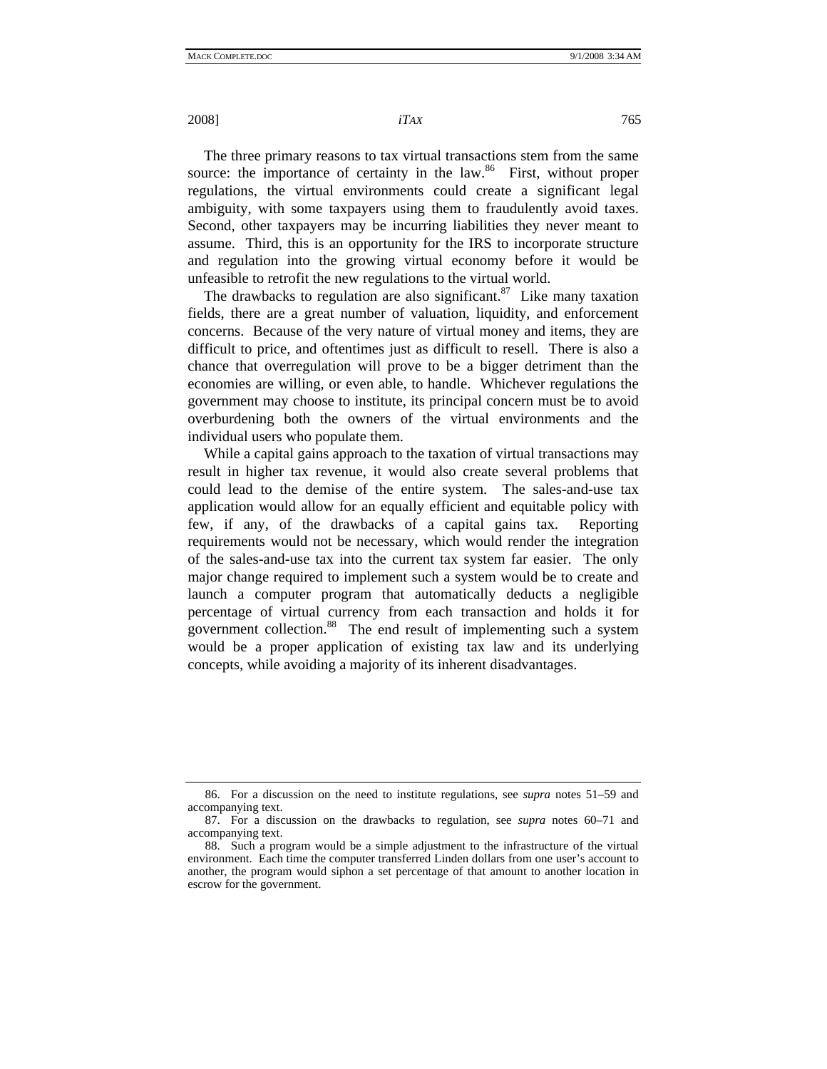The three primary reasons to tax virtual transactions stem from the same source: the importance of certainty in the law.[86] First, without proper regulations, the virtual environments could create a significant legal ambiguity, with some taxpayers using them to fraudulently avoid taxes. Second, other taxpayers may be incurring liabilities they never meant to assume. Third, this is an opportunity for the IRS to incorporate structure and regulation into the growing virtual economy before it would be unfeasible to retrofit the new regulations to the virtual world.

The drawbacks to regulation are also significant.[87] Like many taxation fields, there are a great number of valuation, liquidity, and enforcement concerns. Because of the very nature of virtual money and items, they are difficult to price, and oftentimes just as difficult to resell. There is also a chance that overregulation will prove to be a bigger detriment than the economies are willing, or even able, to handle. Whichever regulations the government may choose to institute, its principal concern must be to avoid overburdening both the owners of the virtual environments and the individual users who populate them.

While a capital gains approach to the taxation of virtual transactions may result in higher tax revenue, it would also create several problems that could lead to the demise of the entire system. The sales-and-use tax application would allow for an equally efficient and equitable policy with few, if any, of the drawbacks of a capital gains tax. Reporting requirements would not be necessary, which would render the integration of the sales-and-use tax into the current tax system far easier. The only major change required to implement such a system would be to create and launch a computer program that automatically deducts a negligible percentage of virtual currency from each transaction and holds it for government collection.[88] The end result of implementing such a system would be a proper application of existing tax law and its underlying concepts, while avoiding a majority of its inherent disadvantages.

---

86. For a discussion on the need to institute regulations, see *supra* notes 51–59 and accompanying text.

87. For a discussion on the drawbacks to regulation, see *supra* notes 60–71 and accompanying text.

88. Such a program would be a simple adjustment to the infrastructure of the virtual environment. Each time the computer transferred Linden dollars from one user's account to another, the program would siphon a set percentage of that amount to another location in escrow for the government.